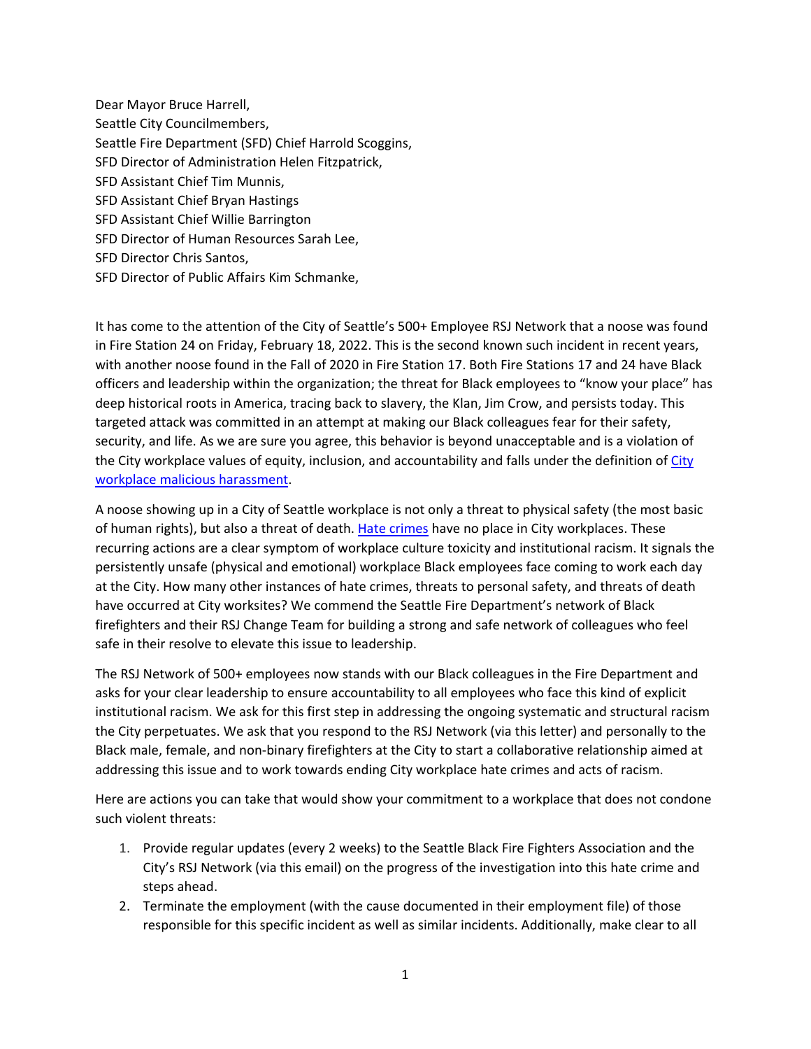Dear Mayor Bruce Harrell,
Seattle City Councilmembers,
Seattle Fire Department (SFD) Chief Harrold Scoggins,
SFD Director of Administration Helen Fitzpatrick,
SFD Assistant Chief Tim Munnis,
SFD Assistant Chief Bryan Hastings
SFD Assistant Chief Willie Barrington
SFD Director of Human Resources Sarah Lee,
SFD Director Chris Santos,
SFD Director of Public Affairs Kim Schmanke,

It has come to the attention of the City of Seattle's 500+ Employee RSJ Network that a noose was found in Fire Station 24 on Friday, February 18, 2022. This is the second known such incident in recent years, with another noose found in the Fall of 2020 in Fire Station 17. Both Fire Stations 17 and 24 have Black officers and leadership within the organization; the threat for Black employees to "know your place" has deep historical roots in America, tracing back to slavery, the Klan, Jim Crow, and persists today. This targeted attack was committed in an attempt at making our Black colleagues fear for their safety, security, and life. As we are sure you agree, this behavior is beyond unacceptable and is a violation of the City workplace values of equity, inclusion, and accountability and falls under the definition of City workplace malicious harassment.

A noose showing up in a City of Seattle workplace is not only a threat to physical safety (the most basic of human rights), but also a threat of death. Hate crimes have no place in City workplaces. These recurring actions are a clear symptom of workplace culture toxicity and institutional racism. It signals the persistently unsafe (physical and emotional) workplace Black employees face coming to work each day at the City. How many other instances of hate crimes, threats to personal safety, and threats of death have occurred at City worksites? We commend the Seattle Fire Department's network of Black firefighters and their RSJ Change Team for building a strong and safe network of colleagues who feel safe in their resolve to elevate this issue to leadership.

The RSJ Network of 500+ employees now stands with our Black colleagues in the Fire Department and asks for your clear leadership to ensure accountability to all employees who face this kind of explicit institutional racism. We ask for this first step in addressing the ongoing systematic and structural racism the City perpetuates. We ask that you respond to the RSJ Network (via this letter) and personally to the Black male, female, and non-binary firefighters at the City to start a collaborative relationship aimed at addressing this issue and to work towards ending City workplace hate crimes and acts of racism.

Here are actions you can take that would show your commitment to a workplace that does not condone such violent threats:

1. Provide regular updates (every 2 weeks) to the Seattle Black Fire Fighters Association and the City's RSJ Network (via this email) on the progress of the investigation into this hate crime and steps ahead.
2. Terminate the employment (with the cause documented in their employment file) of those responsible for this specific incident as well as similar incidents. Additionally, make clear to all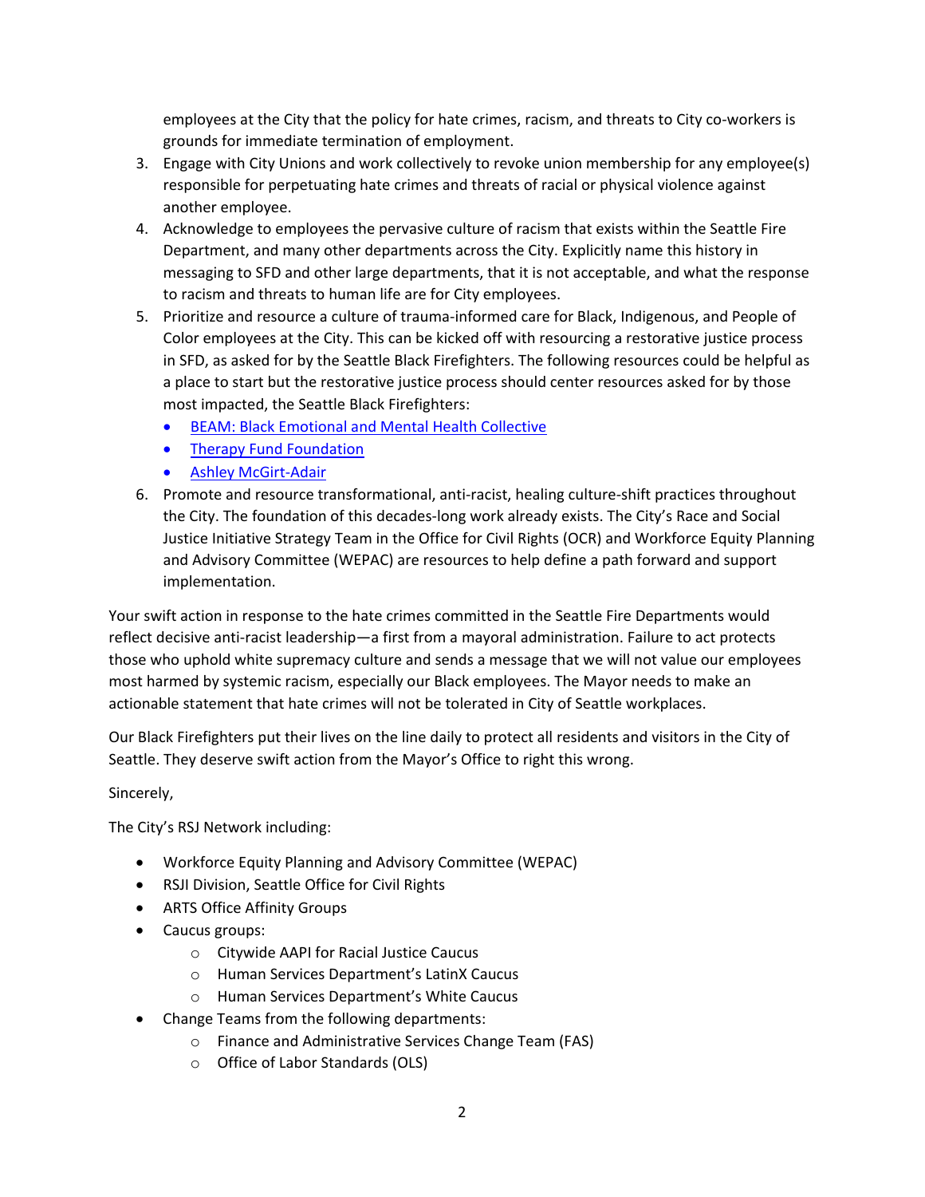employees at the City that the policy for hate crimes, racism, and threats to City co-workers is grounds for immediate termination of employment.

3. Engage with City Unions and work collectively to revoke union membership for any employee(s) responsible for perpetuating hate crimes and threats of racial or physical violence against another employee.
4. Acknowledge to employees the pervasive culture of racism that exists within the Seattle Fire Department, and many other departments across the City. Explicitly name this history in messaging to SFD and other large departments, that it is not acceptable, and what the response to racism and threats to human life are for City employees.
5. Prioritize and resource a culture of trauma-informed care for Black, Indigenous, and People of Color employees at the City. This can be kicked off with resourcing a restorative justice process in SFD, as asked for by the Seattle Black Firefighters. The following resources could be helpful as a place to start but the restorative justice process should center resources asked for by those most impacted, the Seattle Black Firefighters:
   - BEAM: Black Emotional and Mental Health Collective
   - Therapy Fund Foundation
   - Ashley McGirt-Adair
6. Promote and resource transformational, anti-racist, healing culture-shift practices throughout the City. The foundation of this decades-long work already exists. The City's Race and Social Justice Initiative Strategy Team in the Office for Civil Rights (OCR) and Workforce Equity Planning and Advisory Committee (WEPAC) are resources to help define a path forward and support implementation.

Your swift action in response to the hate crimes committed in the Seattle Fire Departments would reflect decisive anti-racist leadership—a first from a mayoral administration. Failure to act protects those who uphold white supremacy culture and sends a message that we will not value our employees most harmed by systemic racism, especially our Black employees. The Mayor needs to make an actionable statement that hate crimes will not be tolerated in City of Seattle workplaces.

Our Black Firefighters put their lives on the line daily to protect all residents and visitors in the City of Seattle. They deserve swift action from the Mayor's Office to right this wrong.

Sincerely,

The City's RSJ Network including:

- Workforce Equity Planning and Advisory Committee (WEPAC)
- RSJI Division, Seattle Office for Civil Rights
- ARTS Office Affinity Groups
- Caucus groups:
  - Citywide AAPI for Racial Justice Caucus
  - Human Services Department's LatinX Caucus
  - Human Services Department's White Caucus
- Change Teams from the following departments:
  - Finance and Administrative Services Change Team (FAS)
  - Office of Labor Standards (OLS)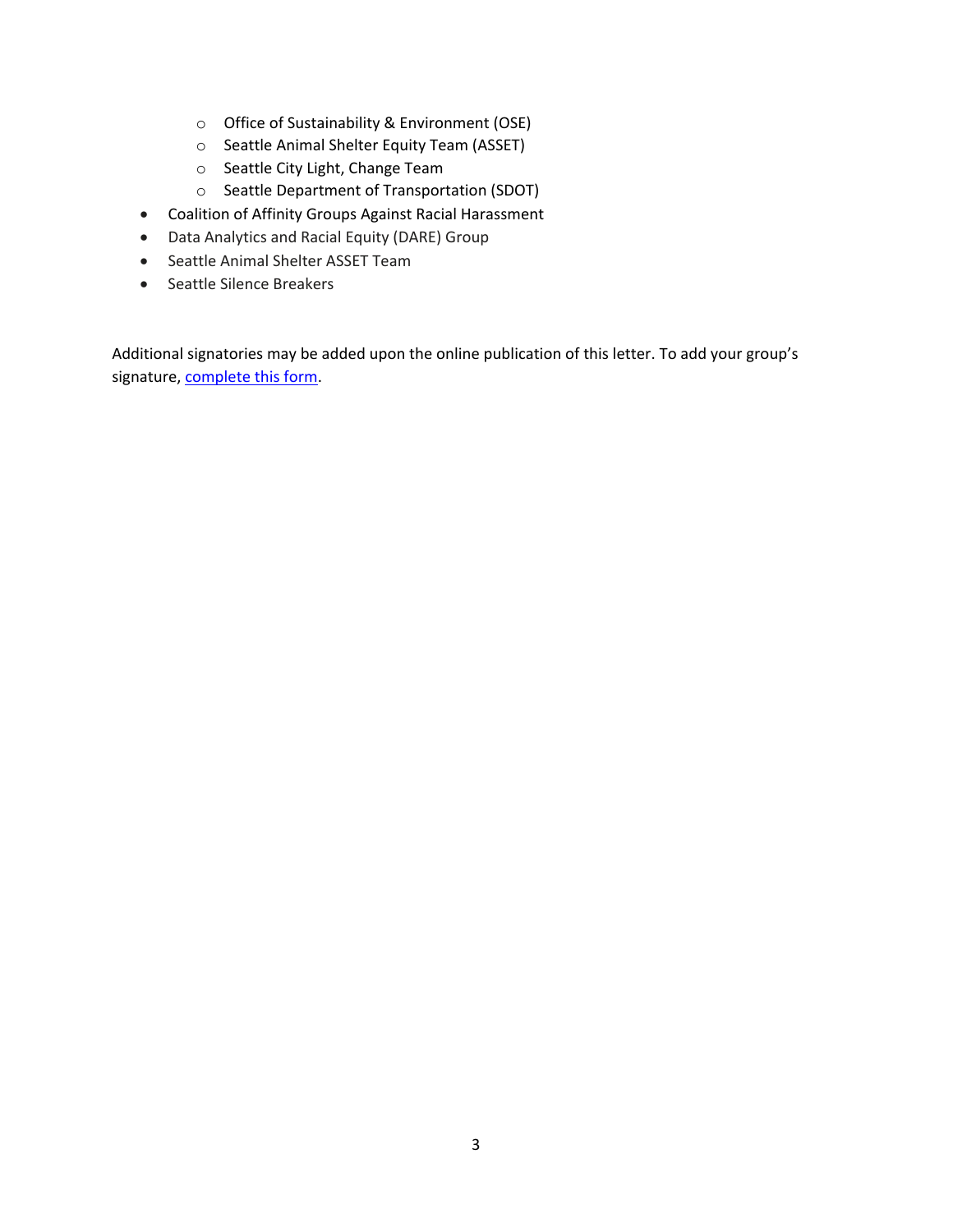- Office of Sustainability & Environment (OSE)
  - Seattle Animal Shelter Equity Team (ASSET)
  - Seattle City Light, Change Team
  - Seattle Department of Transportation (SDOT)
- Coalition of Affinity Groups Against Racial Harassment
- Data Analytics and Racial Equity (DARE) Group
- Seattle Animal Shelter ASSET Team
- Seattle Silence Breakers

Additional signatories may be added upon the online publication of this letter. To add your group's signature, complete this form.